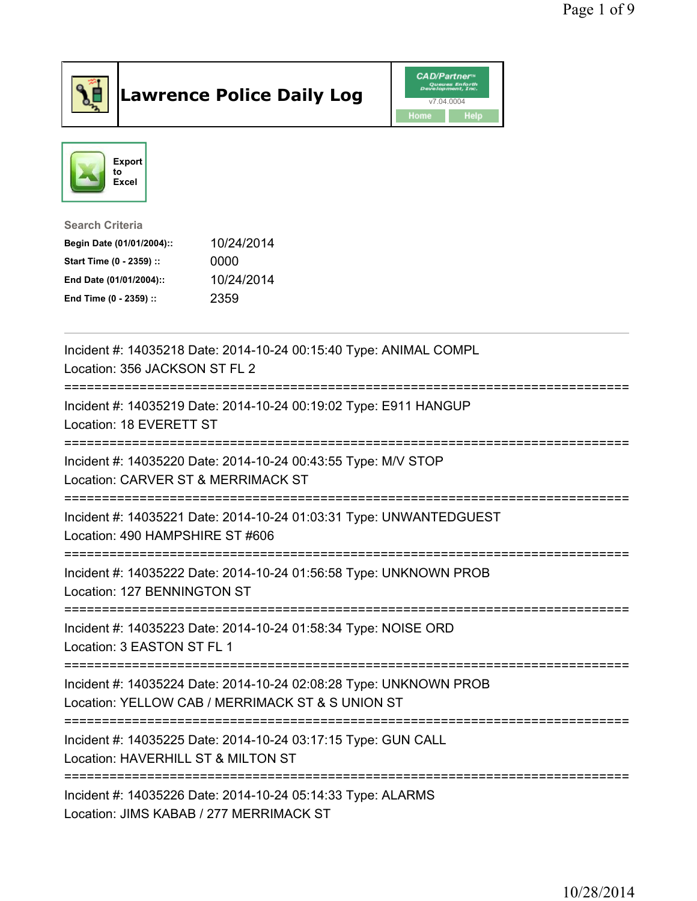# Lawrence Police Daily Log

Export to Excel

**Search Criteria**

| | |
|---|---|
| **Begin Date (01/01/2004)::** | 10/24/2014 |
| **Start Time (0 - 2359) ::** | 0000 |
| **End Date (01/01/2004)::** | 10/24/2014 |
| **End Time (0 - 2359) ::** | 2359 |

---

Incident #: 14035218 Date: 2014-10-24 00:15:40 Type: ANIMAL COMPL
Location: 356 JACKSON ST FL 2

===========================================================================

Incident #: 14035219 Date: 2014-10-24 00:19:02 Type: E911 HANGUP
Location: 18 EVERETT ST

===========================================================================

Incident #: 14035220 Date: 2014-10-24 00:43:55 Type: M/V STOP
Location: CARVER ST & MERRIMACK ST

===========================================================================

Incident #: 14035221 Date: 2014-10-24 01:03:31 Type: UNWANTEDGUEST
Location: 490 HAMPSHIRE ST #606

===========================================================================

Incident #: 14035222 Date: 2014-10-24 01:56:58 Type: UNKNOWN PROB
Location: 127 BENNINGTON ST

===========================================================================

Incident #: 14035223 Date: 2014-10-24 01:58:34 Type: NOISE ORD
Location: 3 EASTON ST FL 1

===========================================================================

Incident #: 14035224 Date: 2014-10-24 02:08:28 Type: UNKNOWN PROB
Location: YELLOW CAB / MERRIMACK ST & S UNION ST

===========================================================================

Incident #: 14035225 Date: 2014-10-24 03:17:15 Type: GUN CALL
Location: HAVERHILL ST & MILTON ST

===========================================================================

Incident #: 14035226 Date: 2014-10-24 05:14:33 Type: ALARMS
Location: JIMS KABAB / 277 MERRIMACK ST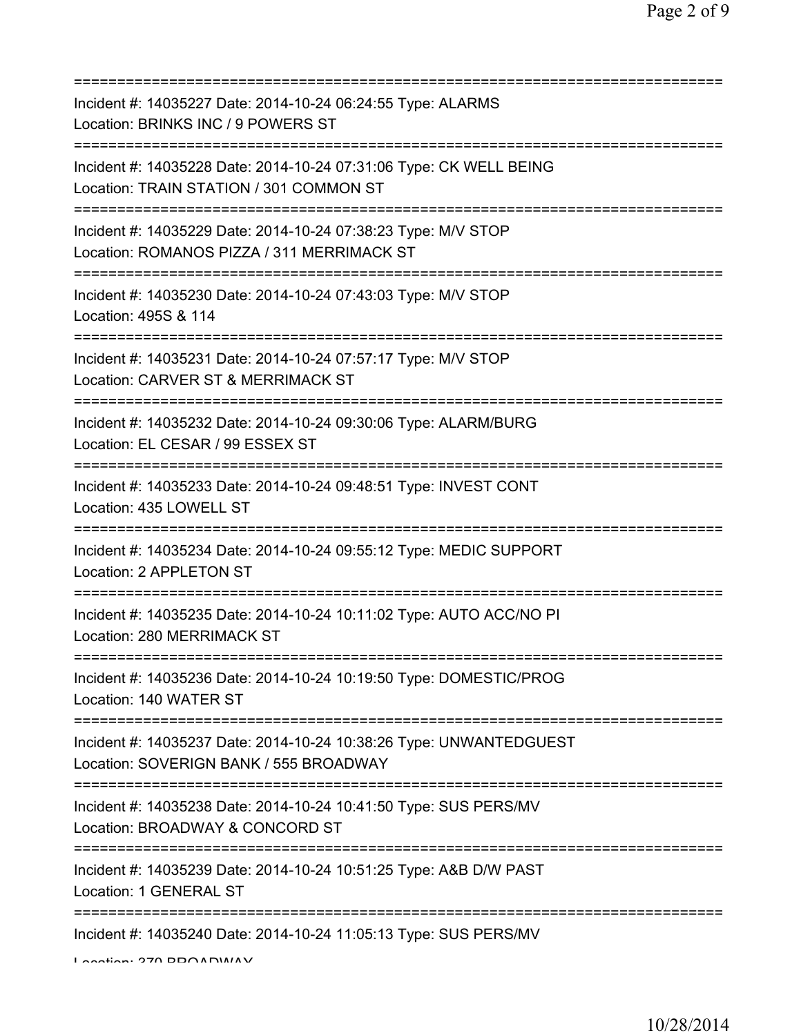===========================================================================
Incident #: 14035227 Date: 2014-10-24 06:24:55 Type: ALARMS
Location: BRINKS INC / 9 POWERS ST
===========================================================================
Incident #: 14035228 Date: 2014-10-24 07:31:06 Type: CK WELL BEING
Location: TRAIN STATION / 301 COMMON ST
===========================================================================
Incident #: 14035229 Date: 2014-10-24 07:38:23 Type: M/V STOP
Location: ROMANOS PIZZA / 311 MERRIMACK ST
===========================================================================
Incident #: 14035230 Date: 2014-10-24 07:43:03 Type: M/V STOP
Location: 495S & 114
===========================================================================
Incident #: 14035231 Date: 2014-10-24 07:57:17 Type: M/V STOP
Location: CARVER ST & MERRIMACK ST
===========================================================================
Incident #: 14035232 Date: 2014-10-24 09:30:06 Type: ALARM/BURG
Location: EL CESAR / 99 ESSEX ST
===========================================================================
Incident #: 14035233 Date: 2014-10-24 09:48:51 Type: INVEST CONT
Location: 435 LOWELL ST
===========================================================================
Incident #: 14035234 Date: 2014-10-24 09:55:12 Type: MEDIC SUPPORT
Location: 2 APPLETON ST
===========================================================================
Incident #: 14035235 Date: 2014-10-24 10:11:02 Type: AUTO ACC/NO PI
Location: 280 MERRIMACK ST
===========================================================================
Incident #: 14035236 Date: 2014-10-24 10:19:50 Type: DOMESTIC/PROG
Location: 140 WATER ST
===========================================================================
Incident #: 14035237 Date: 2014-10-24 10:38:26 Type: UNWANTEDGUEST
Location: SOVERIGN BANK / 555 BROADWAY
===========================================================================
Incident #: 14035238 Date: 2014-10-24 10:41:50 Type: SUS PERS/MV
Location: BROADWAY & CONCORD ST
===========================================================================
Incident #: 14035239 Date: 2014-10-24 10:51:25 Type: A&B D/W PAST
Location: 1 GENERAL ST
===========================================================================
Incident #: 14035240 Date: 2014-10-24 11:05:13 Type: SUS PERS/MV
Location: 370 BROADWAY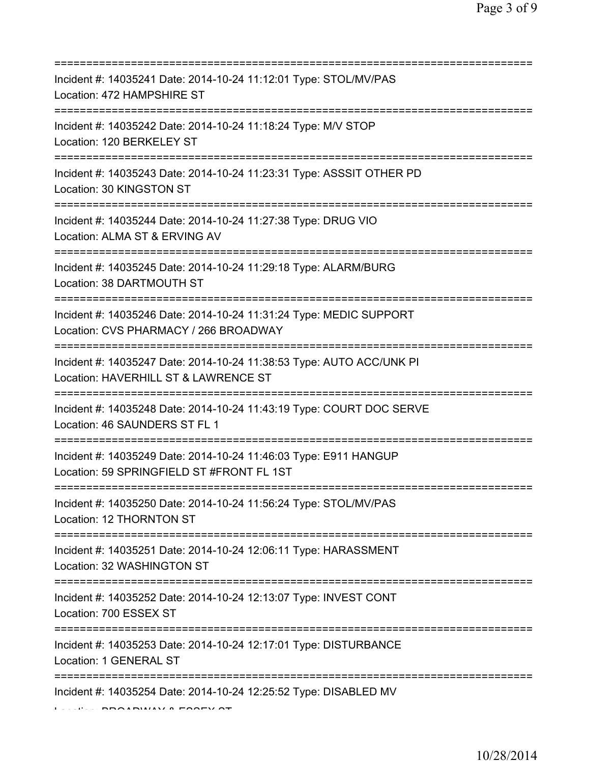===========================================================================

Incident #: 14035241 Date: 2014-10-24 11:12:01 Type: STOL/MV/PAS
Location: 472 HAMPSHIRE ST

===========================================================================

Incident #: 14035242 Date: 2014-10-24 11:18:24 Type: M/V STOP
Location: 120 BERKELEY ST

===========================================================================

Incident #: 14035243 Date: 2014-10-24 11:23:31 Type: ASSSIT OTHER PD
Location: 30 KINGSTON ST

===========================================================================

Incident #: 14035244 Date: 2014-10-24 11:27:38 Type: DRUG VIO
Location: ALMA ST & ERVING AV

===========================================================================

Incident #: 14035245 Date: 2014-10-24 11:29:18 Type: ALARM/BURG
Location: 38 DARTMOUTH ST

===========================================================================

Incident #: 14035246 Date: 2014-10-24 11:31:24 Type: MEDIC SUPPORT
Location: CVS PHARMACY / 266 BROADWAY

===========================================================================

Incident #: 14035247 Date: 2014-10-24 11:38:53 Type: AUTO ACC/UNK PI
Location: HAVERHILL ST & LAWRENCE ST

===========================================================================

Incident #: 14035248 Date: 2014-10-24 11:43:19 Type: COURT DOC SERVE
Location: 46 SAUNDERS ST FL 1

===========================================================================

Incident #: 14035249 Date: 2014-10-24 11:46:03 Type: E911 HANGUP
Location: 59 SPRINGFIELD ST #FRONT FL 1ST

===========================================================================

Incident #: 14035250 Date: 2014-10-24 11:56:24 Type: STOL/MV/PAS
Location: 12 THORNTON ST

===========================================================================

Incident #: 14035251 Date: 2014-10-24 12:06:11 Type: HARASSMENT
Location: 32 WASHINGTON ST

===========================================================================

Incident #: 14035252 Date: 2014-10-24 12:13:07 Type: INVEST CONT
Location: 700 ESSEX ST

===========================================================================

Incident #: 14035253 Date: 2014-10-24 12:17:01 Type: DISTURBANCE
Location: 1 GENERAL ST

===========================================================================

Incident #: 14035254 Date: 2014-10-24 12:25:52 Type: DISABLED MV
Location: BROADWAY & ESSEX ST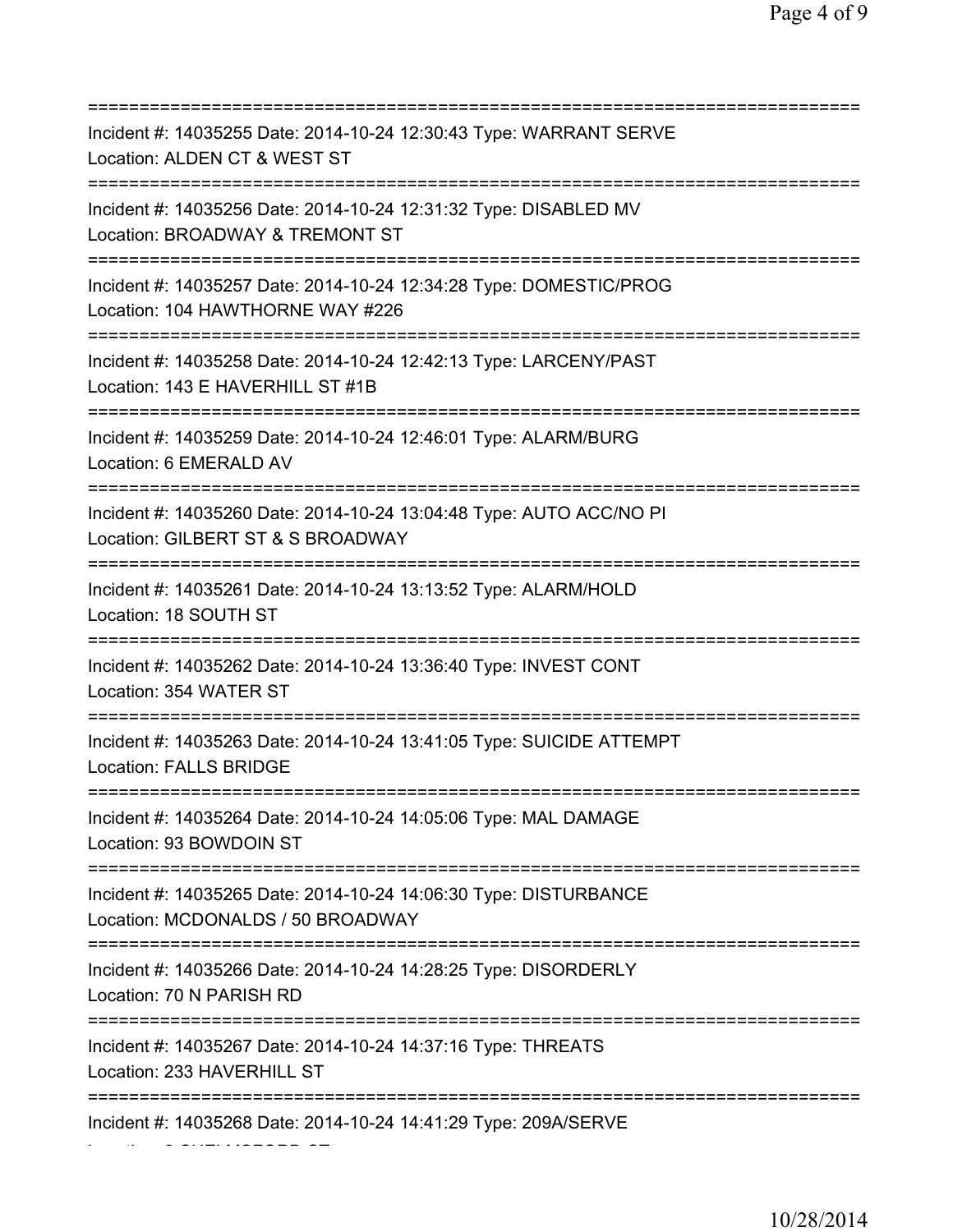===========================================================================

Incident #: 14035255 Date: 2014-10-24 12:30:43 Type: WARRANT SERVE
Location: ALDEN CT & WEST ST

===========================================================================

Incident #: 14035256 Date: 2014-10-24 12:31:32 Type: DISABLED MV
Location: BROADWAY & TREMONT ST

===========================================================================

Incident #: 14035257 Date: 2014-10-24 12:34:28 Type: DOMESTIC/PROG
Location: 104 HAWTHORNE WAY #226

===========================================================================

Incident #: 14035258 Date: 2014-10-24 12:42:13 Type: LARCENY/PAST
Location: 143 E HAVERHILL ST #1B

===========================================================================

Incident #: 14035259 Date: 2014-10-24 12:46:01 Type: ALARM/BURG
Location: 6 EMERALD AV

===========================================================================

Incident #: 14035260 Date: 2014-10-24 13:04:48 Type: AUTO ACC/NO PI
Location: GILBERT ST & S BROADWAY

===========================================================================

Incident #: 14035261 Date: 2014-10-24 13:13:52 Type: ALARM/HOLD
Location: 18 SOUTH ST

===========================================================================

Incident #: 14035262 Date: 2014-10-24 13:36:40 Type: INVEST CONT
Location: 354 WATER ST

===========================================================================

Incident #: 14035263 Date: 2014-10-24 13:41:05 Type: SUICIDE ATTEMPT
Location: FALLS BRIDGE

===========================================================================

Incident #: 14035264 Date: 2014-10-24 14:05:06 Type: MAL DAMAGE
Location: 93 BOWDOIN ST

===========================================================================

Incident #: 14035265 Date: 2014-10-24 14:06:30 Type: DISTURBANCE
Location: MCDONALDS / 50 BROADWAY

===========================================================================

Incident #: 14035266 Date: 2014-10-24 14:28:25 Type: DISORDERLY
Location: 70 N PARISH RD

===========================================================================

Incident #: 14035267 Date: 2014-10-24 14:37:16 Type: THREATS
Location: 233 HAVERHILL ST

===========================================================================

Incident #: 14035268 Date: 2014-10-24 14:41:29 Type: 209A/SERVE
Location: 8 CHELMSFORD ST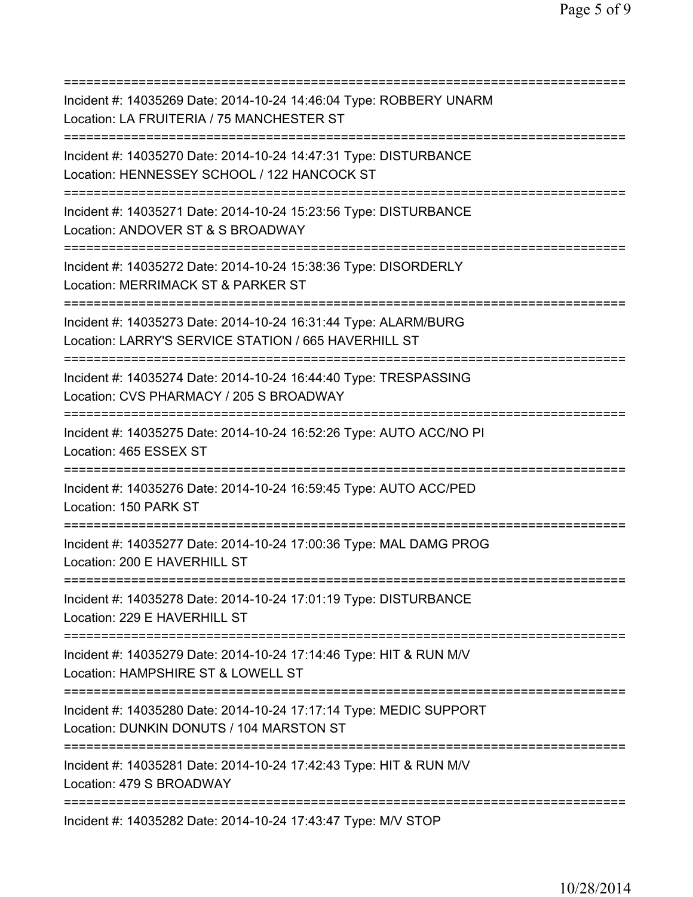===========================================================================
Incident #: 14035269 Date: 2014-10-24 14:46:04 Type: ROBBERY UNARM
Location: LA FRUITERIA / 75 MANCHESTER ST
===========================================================================
Incident #: 14035270 Date: 2014-10-24 14:47:31 Type: DISTURBANCE
Location: HENNESSEY SCHOOL / 122 HANCOCK ST
===========================================================================
Incident #: 14035271 Date: 2014-10-24 15:23:56 Type: DISTURBANCE
Location: ANDOVER ST & S BROADWAY
===========================================================================
Incident #: 14035272 Date: 2014-10-24 15:38:36 Type: DISORDERLY
Location: MERRIMACK ST & PARKER ST
===========================================================================
Incident #: 14035273 Date: 2014-10-24 16:31:44 Type: ALARM/BURG
Location: LARRY'S SERVICE STATION / 665 HAVERHILL ST
===========================================================================
Incident #: 14035274 Date: 2014-10-24 16:44:40 Type: TRESPASSING
Location: CVS PHARMACY / 205 S BROADWAY
===========================================================================
Incident #: 14035275 Date: 2014-10-24 16:52:26 Type: AUTO ACC/NO PI
Location: 465 ESSEX ST
===========================================================================
Incident #: 14035276 Date: 2014-10-24 16:59:45 Type: AUTO ACC/PED
Location: 150 PARK ST
===========================================================================
Incident #: 14035277 Date: 2014-10-24 17:00:36 Type: MAL DAMG PROG
Location: 200 E HAVERHILL ST
===========================================================================
Incident #: 14035278 Date: 2014-10-24 17:01:19 Type: DISTURBANCE
Location: 229 E HAVERHILL ST
===========================================================================
Incident #: 14035279 Date: 2014-10-24 17:14:46 Type: HIT & RUN M/V
Location: HAMPSHIRE ST & LOWELL ST
===========================================================================
Incident #: 14035280 Date: 2014-10-24 17:17:14 Type: MEDIC SUPPORT
Location: DUNKIN DONUTS / 104 MARSTON ST
===========================================================================
Incident #: 14035281 Date: 2014-10-24 17:42:43 Type: HIT & RUN M/V
Location: 479 S BROADWAY
===========================================================================
Incident #: 14035282 Date: 2014-10-24 17:43:47 Type: M/V STOP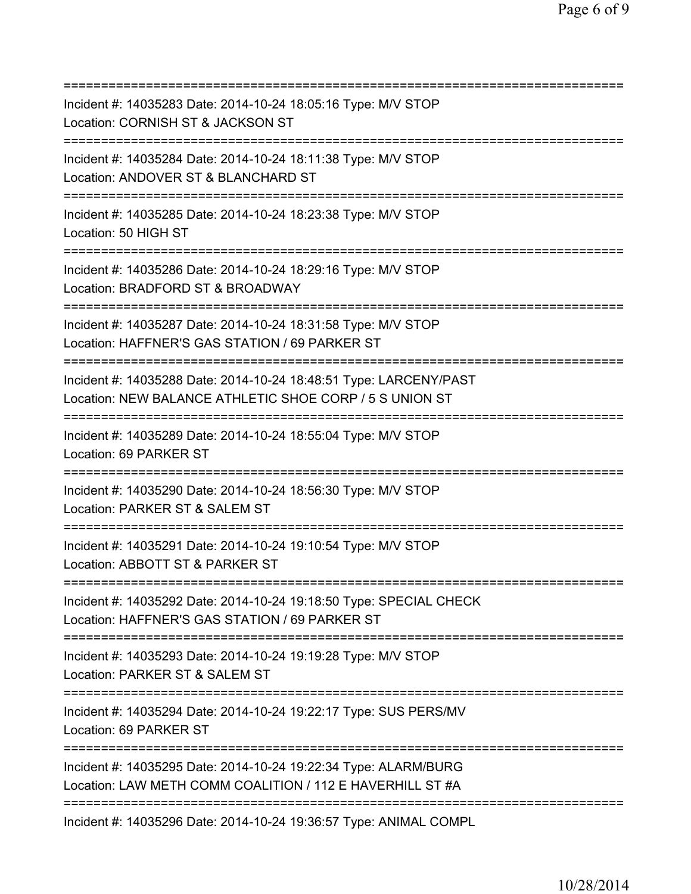===========================================================================

Incident #: 14035283 Date: 2014-10-24 18:05:16 Type: M/V STOP
Location: CORNISH ST & JACKSON ST

===========================================================================

Incident #: 14035284 Date: 2014-10-24 18:11:38 Type: M/V STOP
Location: ANDOVER ST & BLANCHARD ST

===========================================================================

Incident #: 14035285 Date: 2014-10-24 18:23:38 Type: M/V STOP
Location: 50 HIGH ST

===========================================================================

Incident #: 14035286 Date: 2014-10-24 18:29:16 Type: M/V STOP
Location: BRADFORD ST & BROADWAY

===========================================================================

Incident #: 14035287 Date: 2014-10-24 18:31:58 Type: M/V STOP
Location: HAFFNER'S GAS STATION / 69 PARKER ST

===========================================================================

Incident #: 14035288 Date: 2014-10-24 18:48:51 Type: LARCENY/PAST
Location: NEW BALANCE ATHLETIC SHOE CORP / 5 S UNION ST

===========================================================================

Incident #: 14035289 Date: 2014-10-24 18:55:04 Type: M/V STOP
Location: 69 PARKER ST

===========================================================================

Incident #: 14035290 Date: 2014-10-24 18:56:30 Type: M/V STOP
Location: PARKER ST & SALEM ST

===========================================================================

Incident #: 14035291 Date: 2014-10-24 19:10:54 Type: M/V STOP
Location: ABBOTT ST & PARKER ST

===========================================================================

Incident #: 14035292 Date: 2014-10-24 19:18:50 Type: SPECIAL CHECK
Location: HAFFNER'S GAS STATION / 69 PARKER ST

===========================================================================

Incident #: 14035293 Date: 2014-10-24 19:19:28 Type: M/V STOP
Location: PARKER ST & SALEM ST

===========================================================================

Incident #: 14035294 Date: 2014-10-24 19:22:17 Type: SUS PERS/MV
Location: 69 PARKER ST

===========================================================================

Incident #: 14035295 Date: 2014-10-24 19:22:34 Type: ALARM/BURG
Location: LAW METH COMM COALITION / 112 E HAVERHILL ST #A

===========================================================================

Incident #: 14035296 Date: 2014-10-24 19:36:57 Type: ANIMAL COMPL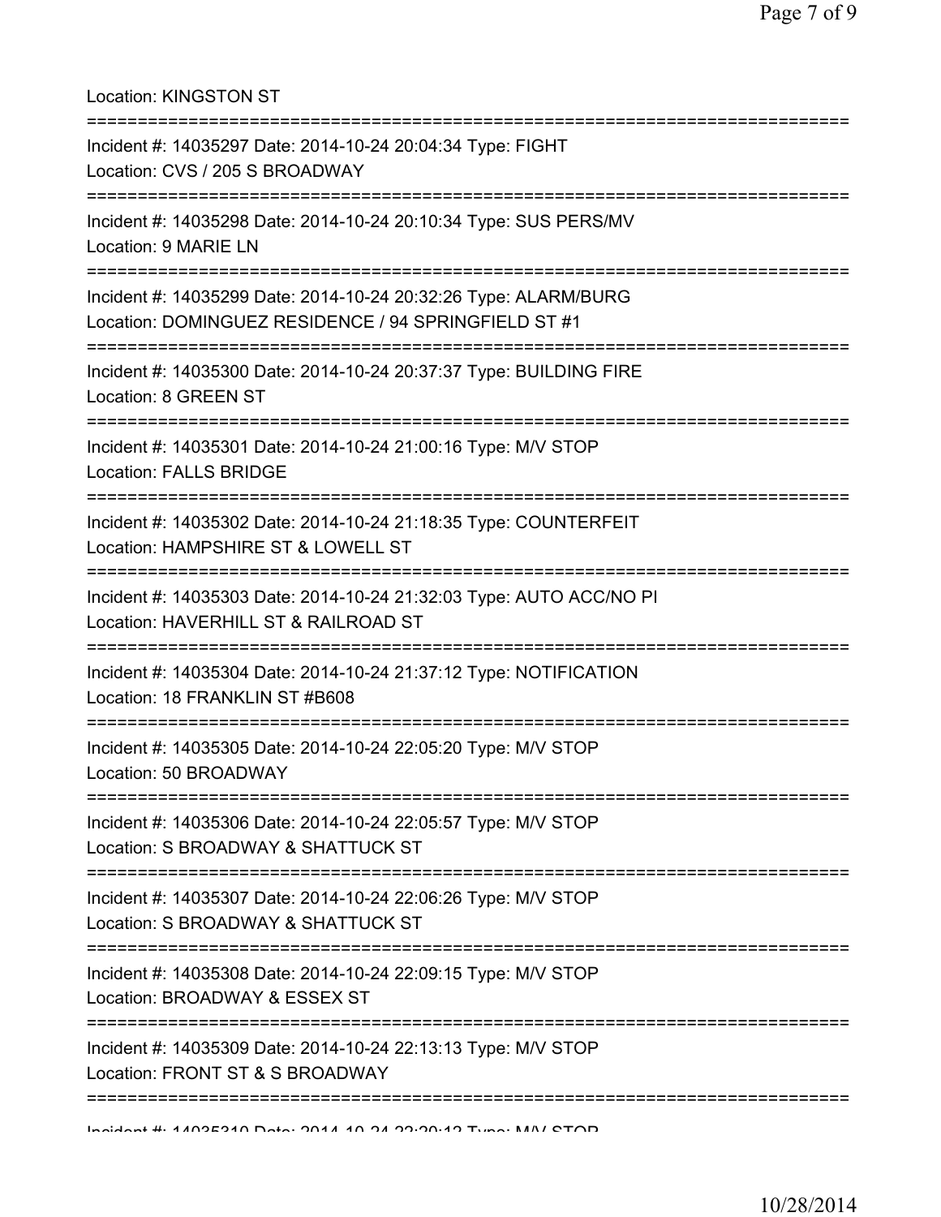Location: KINGSTON ST

===========================================================================

Incident #: 14035297 Date: 2014-10-24 20:04:34 Type: FIGHT
Location: CVS / 205 S BROADWAY

===========================================================================

Incident #: 14035298 Date: 2014-10-24 20:10:34 Type: SUS PERS/MV
Location: 9 MARIE LN

===========================================================================

Incident #: 14035299 Date: 2014-10-24 20:32:26 Type: ALARM/BURG
Location: DOMINGUEZ RESIDENCE / 94 SPRINGFIELD ST #1

===========================================================================

Incident #: 14035300 Date: 2014-10-24 20:37:37 Type: BUILDING FIRE
Location: 8 GREEN ST

===========================================================================

Incident #: 14035301 Date: 2014-10-24 21:00:16 Type: M/V STOP
Location: FALLS BRIDGE

===========================================================================

Incident #: 14035302 Date: 2014-10-24 21:18:35 Type: COUNTERFEIT
Location: HAMPSHIRE ST & LOWELL ST

===========================================================================

Incident #: 14035303 Date: 2014-10-24 21:32:03 Type: AUTO ACC/NO PI
Location: HAVERHILL ST & RAILROAD ST

===========================================================================

Incident #: 14035304 Date: 2014-10-24 21:37:12 Type: NOTIFICATION
Location: 18 FRANKLIN ST #B608

===========================================================================

Incident #: 14035305 Date: 2014-10-24 22:05:20 Type: M/V STOP
Location: 50 BROADWAY

===========================================================================

Incident #: 14035306 Date: 2014-10-24 22:05:57 Type: M/V STOP
Location: S BROADWAY & SHATTUCK ST

===========================================================================

Incident #: 14035307 Date: 2014-10-24 22:06:26 Type: M/V STOP
Location: S BROADWAY & SHATTUCK ST

===========================================================================

Incident #: 14035308 Date: 2014-10-24 22:09:15 Type: M/V STOP
Location: BROADWAY & ESSEX ST

===========================================================================

Incident #: 14035309 Date: 2014-10-24 22:13:13 Type: M/V STOP
Location: FRONT ST & S BROADWAY

===========================================================================

Incident #: 14035310 Date: 2014-10-24 22:20:12 Type: M/V STOP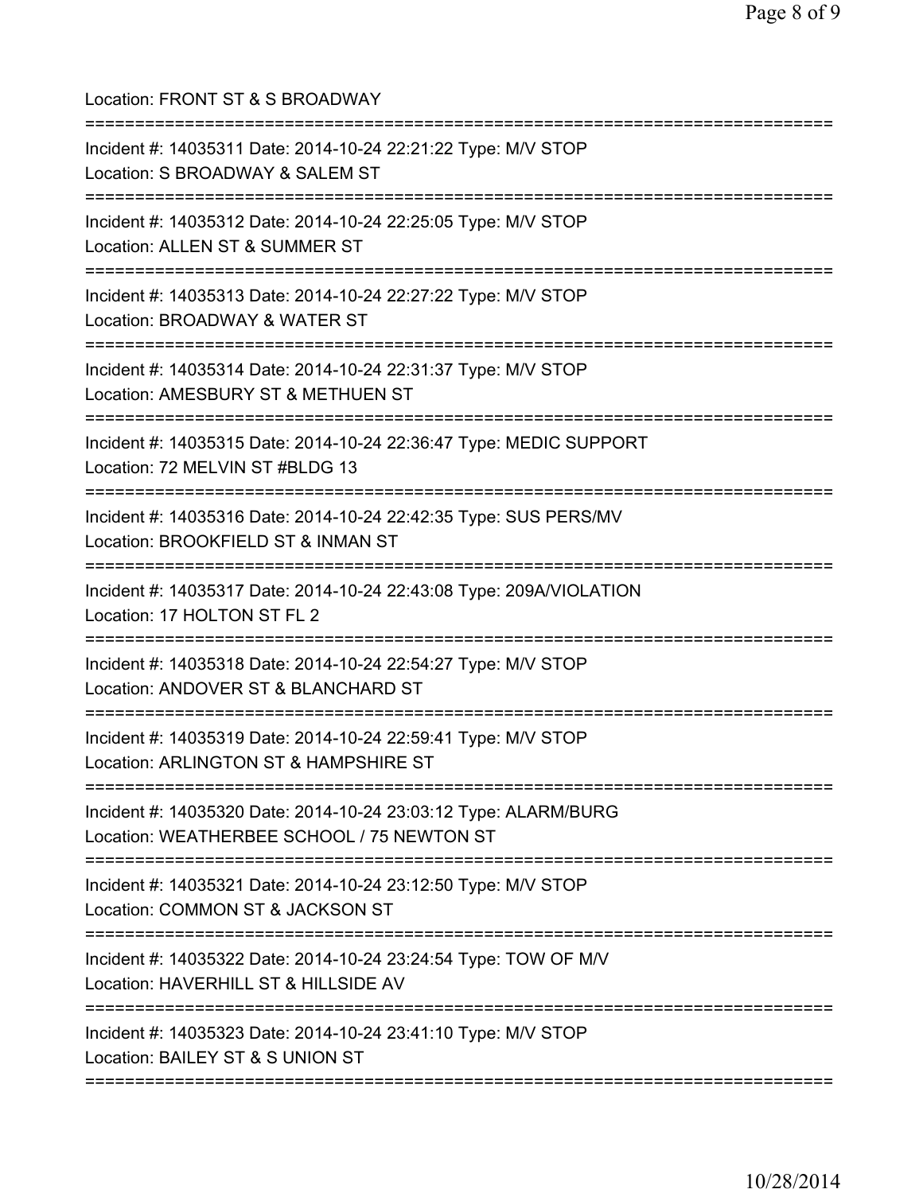Location: FRONT ST & S BROADWAY

===========================================================================

Incident #: 14035311 Date: 2014-10-24 22:21:22 Type: M/V STOP
Location: S BROADWAY & SALEM ST

===========================================================================

Incident #: 14035312 Date: 2014-10-24 22:25:05 Type: M/V STOP
Location: ALLEN ST & SUMMER ST

===========================================================================

Incident #: 14035313 Date: 2014-10-24 22:27:22 Type: M/V STOP
Location: BROADWAY & WATER ST

===========================================================================

Incident #: 14035314 Date: 2014-10-24 22:31:37 Type: M/V STOP
Location: AMESBURY ST & METHUEN ST

===========================================================================

Incident #: 14035315 Date: 2014-10-24 22:36:47 Type: MEDIC SUPPORT
Location: 72 MELVIN ST #BLDG 13

===========================================================================

Incident #: 14035316 Date: 2014-10-24 22:42:35 Type: SUS PERS/MV
Location: BROOKFIELD ST & INMAN ST

===========================================================================

Incident #: 14035317 Date: 2014-10-24 22:43:08 Type: 209A/VIOLATION
Location: 17 HOLTON ST FL 2

===========================================================================

Incident #: 14035318 Date: 2014-10-24 22:54:27 Type: M/V STOP
Location: ANDOVER ST & BLANCHARD ST

===========================================================================

Incident #: 14035319 Date: 2014-10-24 22:59:41 Type: M/V STOP
Location: ARLINGTON ST & HAMPSHIRE ST

===========================================================================

Incident #: 14035320 Date: 2014-10-24 23:03:12 Type: ALARM/BURG
Location: WEATHERBEE SCHOOL / 75 NEWTON ST

===========================================================================

Incident #: 14035321 Date: 2014-10-24 23:12:50 Type: M/V STOP
Location: COMMON ST & JACKSON ST

===========================================================================

Incident #: 14035322 Date: 2014-10-24 23:24:54 Type: TOW OF M/V
Location: HAVERHILL ST & HILLSIDE AV

===========================================================================

Incident #: 14035323 Date: 2014-10-24 23:41:10 Type: M/V STOP
Location: BAILEY ST & S UNION ST

===========================================================================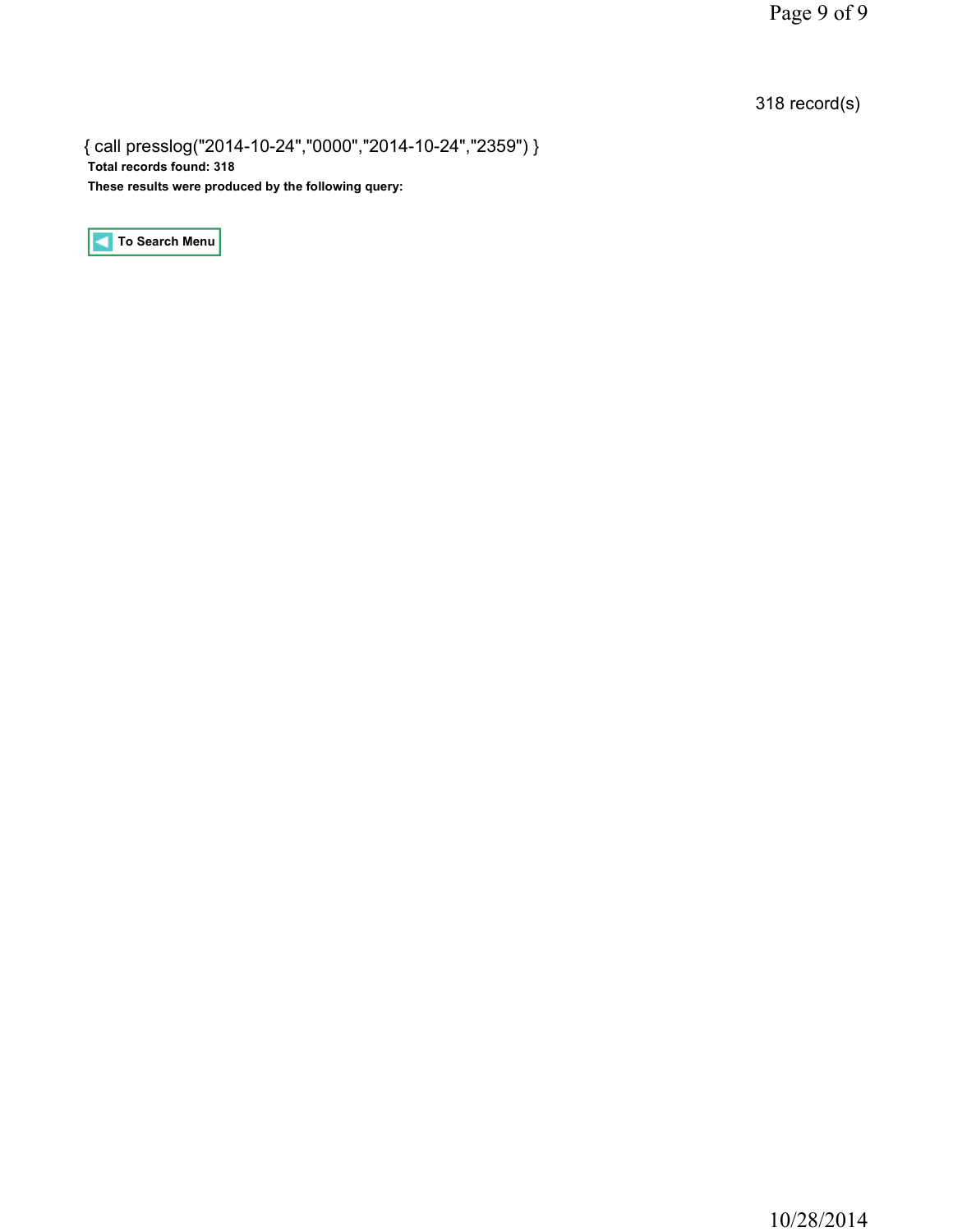318 record(s)

{ call presslog("2014-10-24","0000","2014-10-24","2359") }

**Total records found: 318**

**These results were produced by the following query:**

**To Search Menu**